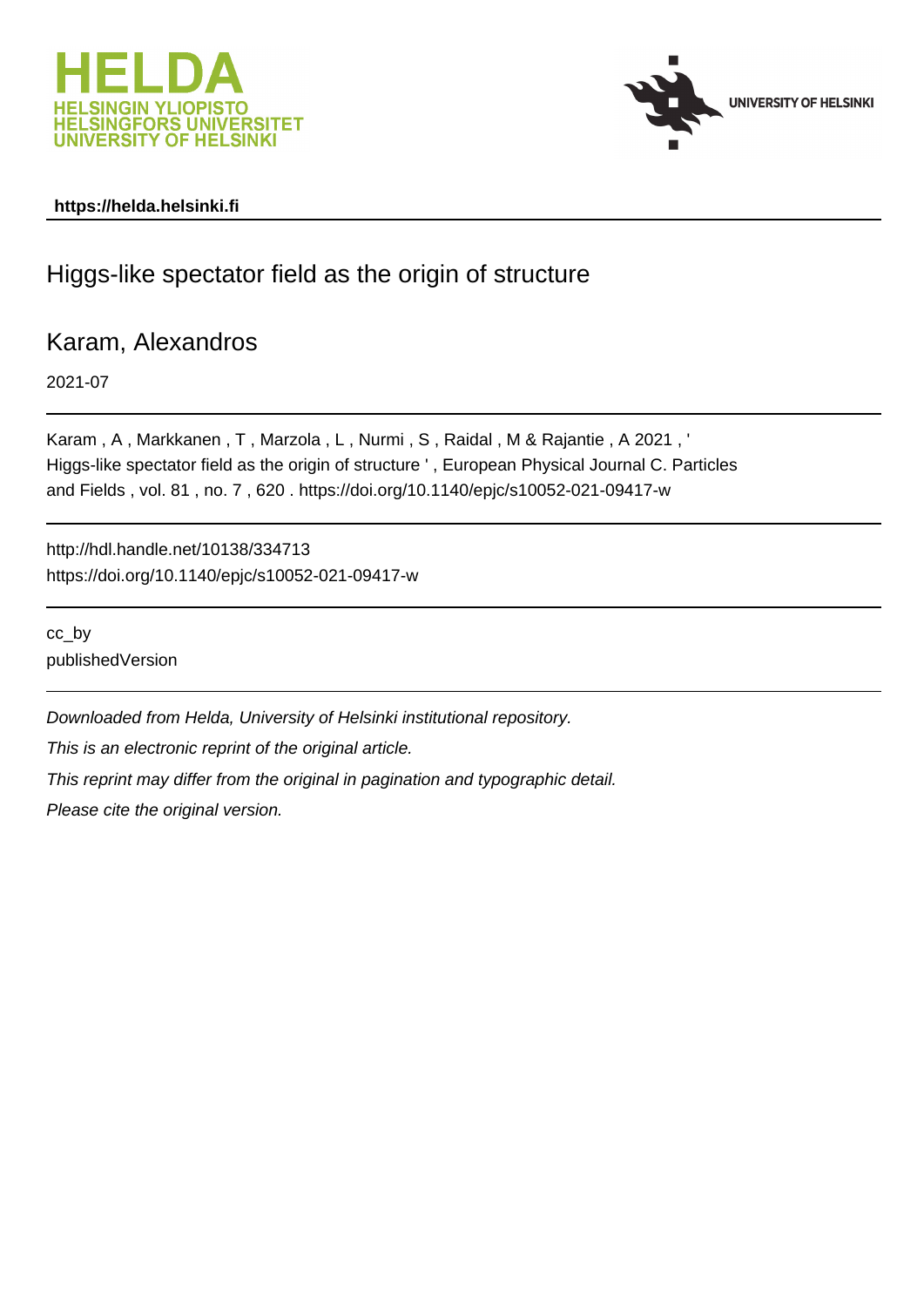**https://helda.helsinki.fi**

# Higgs-like spectator field as the origin of structure

## Karam, Alexandros

2021-07

Karam , A , Markkanen , T , Marzola , L , Nurmi , S , Raidal , M & Rajantie , A 2021 , ' Higgs-like spectator field as the origin of structure ' , European Physical Journal C. Particles and Fields , vol. 81 , no. 7 , 620 . https://doi.org/10.1140/epjc/s10052-021-09417-w

http://hdl.handle.net/10138/334713
https://doi.org/10.1140/epjc/s10052-021-09417-w

cc_by
publishedVersion

*Downloaded from Helda, University of Helsinki institutional repository.*

*This is an electronic reprint of the original article.*

*This reprint may differ from the original in pagination and typographic detail.*

*Please cite the original version.*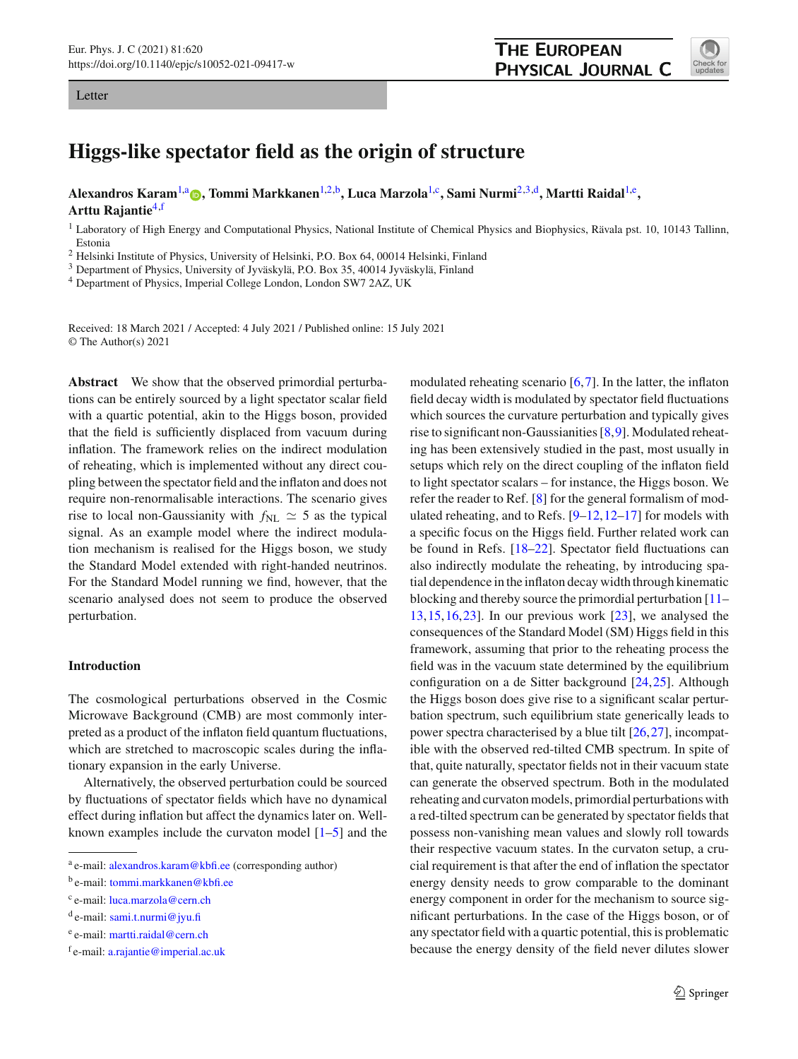Letter

# Higgs-like spectator field as the origin of structure

**Alexandros Karam**[1,a], **Tommi Markkanen**[1,2,b], **Luca Marzola**[1,c], **Sami Nurmi**[2,3,d], **Martti Raidal**[1,e], **Arttu Rajantie**[4,f]

[1] Laboratory of High Energy and Computational Physics, National Institute of Chemical Physics and Biophysics, Rävala pst. 10, 10143 Tallinn, Estonia
[2] Helsinki Institute of Physics, University of Helsinki, P.O. Box 64, 00014 Helsinki, Finland
[3] Department of Physics, University of Jyväskylä, P.O. Box 35, 40014 Jyväskylä, Finland
[4] Department of Physics, Imperial College London, London SW7 2AZ, UK

Received: 18 March 2021 / Accepted: 4 July 2021 / Published online: 15 July 2021
© The Author(s) 2021

**Abstract** We show that the observed primordial perturbations can be entirely sourced by a light spectator scalar field with a quartic potential, akin to the Higgs boson, provided that the field is sufficiently displaced from vacuum during inflation. The framework relies on the indirect modulation of reheating, which is implemented without any direct coupling between the spectator field and the inflaton and does not require non-renormalisable interactions. The scenario gives rise to local non-Gaussianity with $f_{\rm NL} \simeq 5$ as the typical signal. As an example model where the indirect modulation mechanism is realised for the Higgs boson, we study the Standard Model extended with right-handed neutrinos. For the Standard Model running we find, however, that the scenario analysed does not seem to produce the observed perturbation.

## Introduction

The cosmological perturbations observed in the Cosmic Microwave Background (CMB) are most commonly interpreted as a product of the inflaton field quantum fluctuations, which are stretched to macroscopic scales during the inflationary expansion in the early Universe.

Alternatively, the observed perturbation could be sourced by fluctuations of spectator fields which have no dynamical effect during inflation but affect the dynamics later on. Well-known examples include the curvaton model [1–5] and the modulated reheating scenario [6,7]. In the latter, the inflaton field decay width is modulated by spectator field fluctuations which sources the curvature perturbation and typically gives rise to significant non-Gaussianities [8,9]. Modulated reheating has been extensively studied in the past, most usually in setups which rely on the direct coupling of the inflaton field to light spectator scalars – for instance, the Higgs boson. We refer the reader to Ref. [8] for the general formalism of modulated reheating, and to Refs. [9–12,12–17] for models with a specific focus on the Higgs field. Further related work can be found in Refs. [18–22]. Spectator field fluctuations can also indirectly modulate the reheating, by introducing spatial dependence in the inflaton decay width through kinematic blocking and thereby source the primordial perturbation [11–13,15,16,23]. In our previous work [23], we analysed the consequences of the Standard Model (SM) Higgs field in this framework, assuming that prior to the reheating process the field was in the vacuum state determined by the equilibrium configuration on a de Sitter background [24,25]. Although the Higgs boson does give rise to a significant scalar perturbation spectrum, such equilibrium state generically leads to power spectra characterised by a blue tilt [26,27], incompatible with the observed red-tilted CMB spectrum. In spite of that, quite naturally, spectator fields not in their vacuum state can generate the observed spectrum. Both in the modulated reheating and curvaton models, primordial perturbations with a red-tilted spectrum can be generated by spectator fields that possess non-vanishing mean values and slowly roll towards their respective vacuum states. In the curvaton setup, a crucial requirement is that after the end of inflation the spectator energy density needs to grow comparable to the dominant energy component in order for the mechanism to source significant perturbations. In the case of the Higgs boson, or of any spectator field with a quartic potential, this is problematic because the energy density of the field never dilutes slower

[a] e-mail: alexandros.karam@kbfi.ee (corresponding author)
[b] e-mail: tommi.markkanen@kbfi.ee
[c] e-mail: luca.marzola@cern.ch
[d] e-mail: sami.t.nurmi@jyu.fi
[e] e-mail: martti.raidal@cern.ch
[f] e-mail: a.rajantie@imperial.ac.uk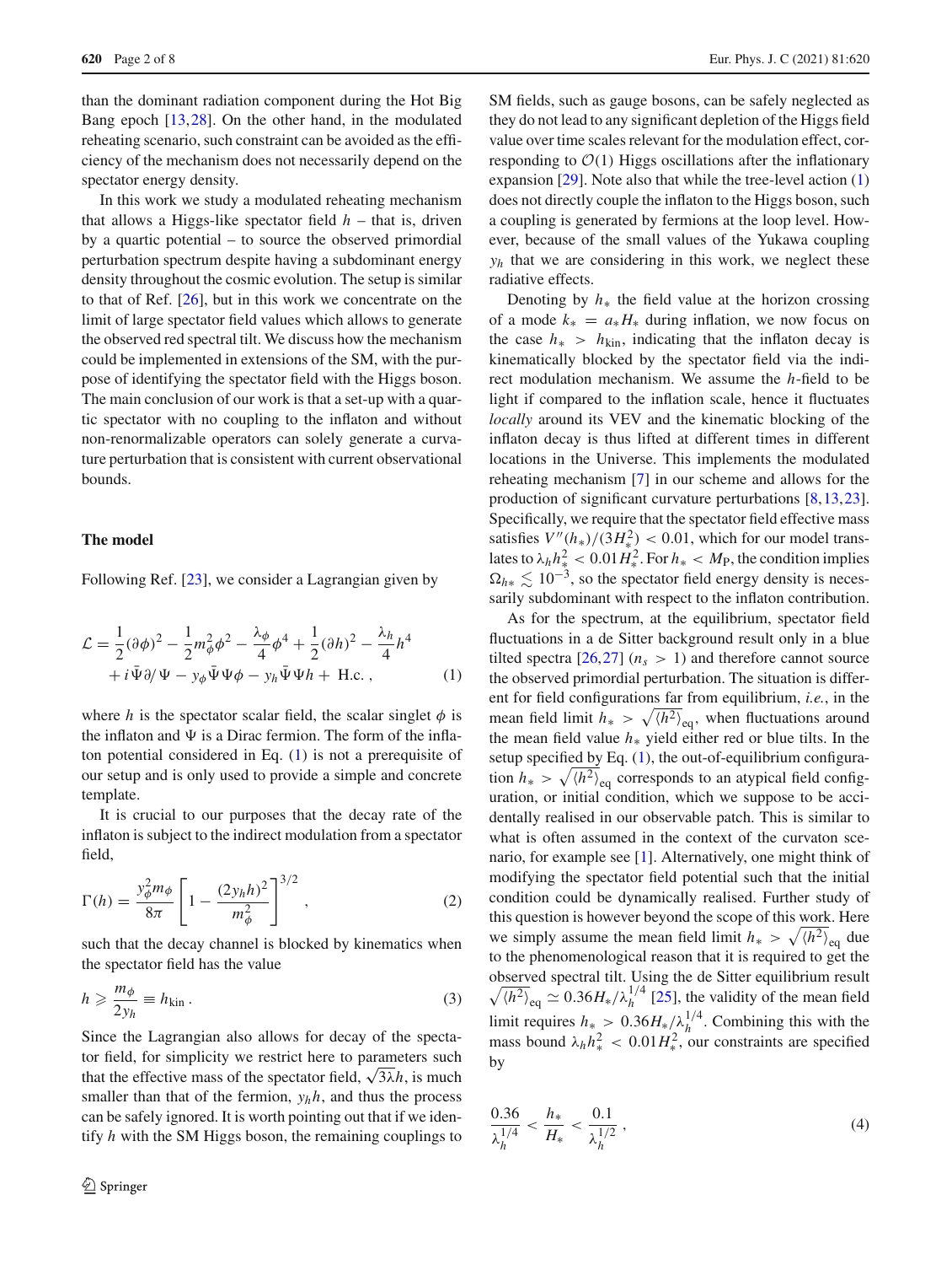than the dominant radiation component during the Hot Big Bang epoch [13,28]. On the other hand, in the modulated reheating scenario, such constraint can be avoided as the efficiency of the mechanism does not necessarily depend on the spectator energy density.

In this work we study a modulated reheating mechanism that allows a Higgs-like spectator field $h$ – that is, driven by a quartic potential – to source the observed primordial perturbation spectrum despite having a subdominant energy density throughout the cosmic evolution. The setup is similar to that of Ref. [26], but in this work we concentrate on the limit of large spectator field values which allows to generate the observed red spectral tilt. We discuss how the mechanism could be implemented in extensions of the SM, with the purpose of identifying the spectator field with the Higgs boson. The main conclusion of our work is that a set-up with a quartic spectator with no coupling to the inflaton and without non-renormalizable operators can solely generate a curvature perturbation that is consistent with current observational bounds.

## The model

Following Ref. [23], we consider a Lagrangian given by

$$\mathcal{L} = \frac{1}{2}(\partial\phi)^2 - \frac{1}{2}m_\phi^2\phi^2 - \frac{\lambda_\phi}{4}\phi^4 + \frac{1}{2}(\partial h)^2 - \frac{\lambda_h}{4}h^4 + i\bar{\Psi}\partial\!\!\!/\Psi - y_\phi\bar{\Psi}\Psi\phi - y_h\bar{\Psi}\Psi h + \text{H.c.}\,, \tag{1}$$

where $h$ is the spectator scalar field, the scalar singlet $\phi$ is the inflaton and $\Psi$ is a Dirac fermion. The form of the inflaton potential considered in Eq. (1) is not a prerequisite of our setup and is only used to provide a simple and concrete template.

It is crucial to our purposes that the decay rate of the inflaton is subject to the indirect modulation from a spectator field,

$$\Gamma(h) = \frac{y_\phi^2 m_\phi}{8\pi}\left[1 - \frac{(2y_h h)^2}{m_\phi^2}\right]^{3/2}, \tag{2}$$

such that the decay channel is blocked by kinematics when the spectator field has the value

$$h \geqslant \frac{m_\phi}{2y_h} \equiv h_{\text{kin}}\,. \tag{3}$$

Since the Lagrangian also allows for decay of the spectator field, for simplicity we restrict here to parameters such that the effective mass of the spectator field, $\sqrt{3\lambda}h$, is much smaller than that of the fermion, $y_h h$, and thus the process can be safely ignored. It is worth pointing out that if we identify $h$ with the SM Higgs boson, the remaining couplings to SM fields, such as gauge bosons, can be safely neglected as they do not lead to any significant depletion of the Higgs field value over time scales relevant for the modulation effect, corresponding to $\mathcal{O}(1)$ Higgs oscillations after the inflationary expansion [29]. Note also that while the tree-level action (1) does not directly couple the inflaton to the Higgs boson, such a coupling is generated by fermions at the loop level. However, because of the small values of the Yukawa coupling $y_h$ that we are considering in this work, we neglect these radiative effects.

Denoting by $h_*$ the field value at the horizon crossing of a mode $k_* = a_* H_*$ during inflation, we now focus on the case $h_* > h_{\text{kin}}$, indicating that the inflaton decay is kinematically blocked by the spectator field via the indirect modulation mechanism. We assume the $h$-field to be light if compared to the inflation scale, hence it fluctuates *locally* around its VEV and the kinematic blocking of the inflaton decay is thus lifted at different times in different locations in the Universe. This implements the modulated reheating mechanism [7] in our scheme and allows for the production of significant curvature perturbations [8,13,23]. Specifically, we require that the spectator field effective mass satisfies $V''(h_*)/(3H_*^2) < 0.01$, which for our model translates to $\lambda_h h_*^2 < 0.01 H_*^2$. For $h_* < M_\text{P}$, the condition implies $\Omega_{h*} \lesssim 10^{-3}$, so the spectator field energy density is necessarily subdominant with respect to the inflaton contribution.

As for the spectrum, at the equilibrium, spectator field fluctuations in a de Sitter background result only in a blue tilted spectra [26,27] ($n_s > 1$) and therefore cannot source the observed primordial perturbation. The situation is different for field configurations far from equilibrium, *i.e.*, in the mean field limit $h_* > \sqrt{\langle h^2\rangle}_{\text{eq}}$ when fluctuations around the mean field value $h_*$ yield either red or blue tilts. In the setup specified by Eq. (1), the out-of-equilibrium configuration $h_* > \sqrt{\langle h^2\rangle}_{\text{eq}}$ corresponds to an atypical field configuration, or initial condition, which we suppose to be accidentally realised in our observable patch. This is similar to what is often assumed in the context of the curvaton scenario, for example see [1]. Alternatively, one might think of modifying the spectator field potential such that the initial condition could be dynamically realised. Further study of this question is however beyond the scope of this work. Here we simply assume the mean field limit $h_* > \sqrt{\langle h^2\rangle}_{\text{eq}}$ due to the phenomenological reason that it is required to get the observed spectral tilt. Using the de Sitter equilibrium result $\sqrt{\langle h^2\rangle}_{\text{eq}} \simeq 0.36 H_*/\lambda_h^{1/4}$ [25], the validity of the mean field limit requires $h_* > 0.36 H_*/\lambda_h^{1/4}$. Combining this with the mass bound $\lambda_h h_*^2 < 0.01 H_*^2$, our constraints are specified by

$$\frac{0.36}{\lambda_h^{1/4}} < \frac{h_*}{H_*} < \frac{0.1}{\lambda_h^{1/2}}\,, \tag{4}$$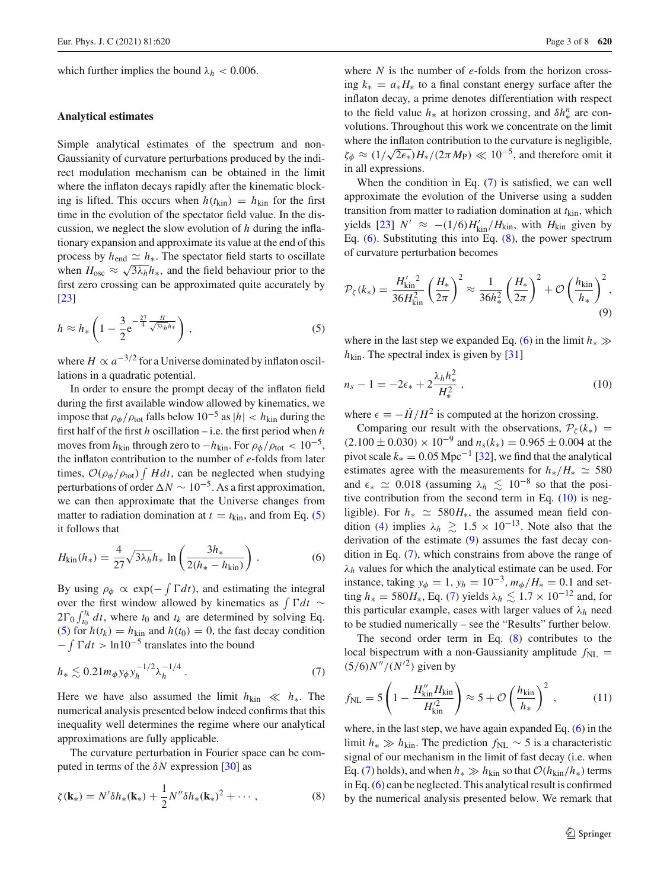which further implies the bound $\lambda_h < 0.006$.

### Analytical estimates

Simple analytical estimates of the spectrum and non-Gaussianity of curvature perturbations produced by the indirect modulation mechanism can be obtained in the limit where the inflaton decays rapidly after the kinematic blocking is lifted. This occurs when $h(t_{\rm kin}) = h_{\rm kin}$ for the first time in the evolution of the spectator field value. In the discussion, we neglect the slow evolution of $h$ during the inflationary expansion and approximate its value at the end of this process by $h_{\rm end} \simeq h_*$. The spectator field starts to oscillate when $H_{\rm osc} \approx \sqrt{3\lambda_h} h_*$, and the field behaviour prior to the first zero crossing can be approximated quite accurately by [23]

$$
h \approx h_* \left( 1 - \frac{3}{2} e^{-\frac{27}{4} \frac{H}{\sqrt{3\lambda_h} h_*}} \right) , \tag{5}
$$

where $H \propto a^{-3/2}$ for a Universe dominated by inflaton oscillations in a quadratic potential.

In order to ensure the prompt decay of the inflaton field during the first available window allowed by kinematics, we impose that $\rho_\phi/\rho_{\rm tot}$ falls below $10^{-5}$ as $|h| < h_{\rm kin}$ during the first half of the first $h$ oscillation – i.e. the first period when $h$ moves from $h_{\rm kin}$ through zero to $-h_{\rm kin}$. For $\rho_\phi/\rho_{\rm tot} < 10^{-5}$, the inflaton contribution to the number of $e$-folds from later times, $\mathcal{O}(\rho_\phi/\rho_{\rm tot}) \int H dt$, can be neglected when studying perturbations of order $\Delta N \sim 10^{-5}$. As a first approximation, we can then approximate that the Universe changes from matter to radiation domination at $t = t_{\rm kin}$, and from Eq. (5) it follows that

$$
H_{\rm kin}(h_*) = \frac{4}{27} \sqrt{3\lambda_h} h_* \ \ln\left( \frac{3h_*}{2(h_* - h_{\rm kin})} \right) . \tag{6}
$$

By using $\rho_\phi \propto \exp(-\int \Gamma dt)$, and estimating the integral over the first window allowed by kinematics as $\int \Gamma dt \sim 2\Gamma_0 \int_{t_0}^{t_k} dt$, where $t_0$ and $t_k$ are determined by solving Eq. (5) for $h(t_k) = h_{\rm kin}$ and $h(t_0) = 0$, the fast decay condition $-\int \Gamma dt > \ln 10^{-5}$ translates into the bound

$$
h_* \lesssim 0.21 m_\phi y_\phi y_h^{-1/2} \lambda_h^{-1/4} . \tag{7}
$$

Here we have also assumed the limit $h_{\rm kin} \ll h_*$. The numerical analysis presented below indeed confirms that this inequality well determines the regime where our analytical approximations are fully applicable.

The curvature perturbation in Fourier space can be computed in terms of the $\delta N$ expression [30] as

$$
\zeta(\mathbf{k}_*) = N' \delta h_*(\mathbf{k}_*) + \frac{1}{2} N'' \delta h_*(\mathbf{k}_*)^2 + \cdots , \tag{8}
$$

where $N$ is the number of $e$-folds from the horizon crossing $k_* = a_* H_*$ to a final constant energy surface after the inflaton decay, a prime denotes differentiation with respect to the field value $h_*$ at horizon crossing, and $\delta h_*^n$ are convolutions. Throughout this work we concentrate on the limit where the inflaton contribution to the curvature is negligible, $\zeta_\phi \approx (1/\sqrt{2\epsilon_*}) H_*/(2\pi M_{\rm P}) \ll 10^{-5}$, and therefore omit it in all expressions.

When the condition in Eq. (7) is satisfied, we can well approximate the evolution of the Universe using a sudden transition from matter to radiation domination at $t_{\rm kin}$, which yields [23] $N' \approx -(1/6) H'_{\rm kin}/H_{\rm kin}$, with $H_{\rm kin}$ given by Eq. (6). Substituting this into Eq. (8), the power spectrum of curvature perturbation becomes

$$
\mathcal{P}_\zeta(k_*) = \frac{{H'_{\rm kin}}^2}{36 H_{\rm kin}^2} \left( \frac{H_*}{2\pi} \right)^2 \approx \frac{1}{36 h_*^2} \left( \frac{H_*}{2\pi} \right)^2 + \mathcal{O}\left( \frac{h_{\rm kin}}{h_*} \right)^2 , \tag{9}
$$

where in the last step we expanded Eq. (6) in the limit $h_* \gg h_{\rm kin}$. The spectral index is given by [31]

$$
n_s - 1 = -2\epsilon_* + 2 \frac{\lambda_h h_*^2}{H_*^2} , \tag{10}
$$

where $\epsilon \equiv -\dot{H}/H^2$ is computed at the horizon crossing.

Comparing our result with the observations, $\mathcal{P}_\zeta(k_*) = (2.100 \pm 0.030) \times 10^{-9}$ and $n_s(k_*) = 0.965 \pm 0.004$ at the pivot scale $k_* = 0.05\ {\rm Mpc}^{-1}$ [32], we find that the analytical estimates agree with the measurements for $h_*/H_* \simeq 580$ and $\epsilon_* \simeq 0.018$ (assuming $\lambda_h \lesssim 10^{-8}$ so that the positive contribution from the second term in Eq. (10) is negligible). For $h_* \simeq 580 H_*$, the assumed mean field condition (4) implies $\lambda_h \gtrsim 1.5 \times 10^{-13}$. Note also that the derivation of the estimate (9) assumes the fast decay condition in Eq. (7), which constrains from above the range of $\lambda_h$ values for which the analytical estimate can be used. For instance, taking $y_\phi = 1$, $y_h = 10^{-3}$, $m_\phi/H_* = 0.1$ and setting $h_* = 580 H_*$, Eq. (7) yields $\lambda_h \lesssim 1.7 \times 10^{-12}$ and, for this particular example, cases with larger values of $\lambda_h$ need to be studied numerically – see the "Results" further below.

The second order term in Eq. (8) contributes to the local bispectrum with a non-Gaussianity amplitude $f_{\rm NL} = (5/6) N''/(N'^2)$ given by

$$
f_{\rm NL} = 5 \left( 1 - \frac{H''_{\rm kin} H_{\rm kin}}{H'^2_{\rm kin}} \right) \approx 5 + \mathcal{O}\left( \frac{h_{\rm kin}}{h_*} \right)^2 , \tag{11}
$$

where, in the last step, we have again expanded Eq. (6) in the limit $h_* \gg h_{\rm kin}$. The prediction $f_{\rm NL} \sim 5$ is a characteristic signal of our mechanism in the limit of fast decay (i.e. when Eq. (7) holds), and when $h_* \gg h_{\rm kin}$ so that $\mathcal{O}(h_{\rm kin}/h_*)$ terms in Eq. (6) can be neglected. This analytical result is confirmed by the numerical analysis presented below. We remark that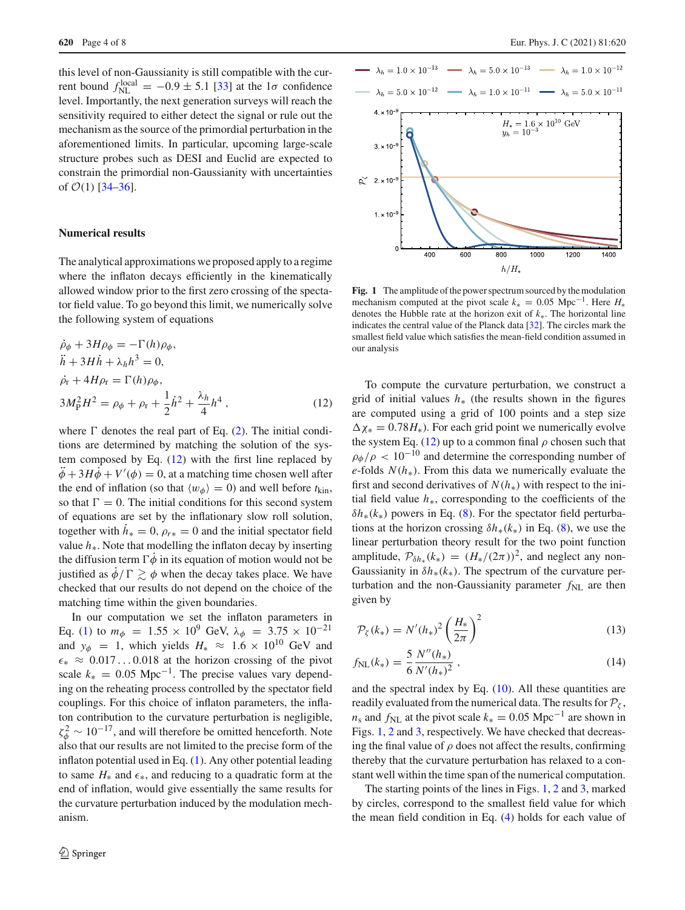this level of non-Gaussianity is still compatible with the current bound $f_{\rm NL}^{\rm local} = -0.9 \pm 5.1$ [33] at the $1\sigma$ confidence level. Importantly, the next generation surveys will reach the sensitivity required to either detect the signal or rule out the mechanism as the source of the primordial perturbation in the aforementioned limits. In particular, upcoming large-scale structure probes such as DESI and Euclid are expected to constrain the primordial non-Gaussianity with uncertainties of $\mathcal{O}(1)$ [34–36].

**Numerical results**

The analytical approximations we proposed apply to a regime where the inflaton decays efficiently in the kinematically allowed window prior to the first zero crossing of the spectator field value. To go beyond this limit, we numerically solve the following system of equations

$$
\begin{aligned}
&\dot{\rho}_\phi + 3H\rho_\phi = -\Gamma(h)\rho_\phi,\\
&\ddot{h} + 3H\dot{h} + \lambda_h h^3 = 0,\\
&\dot{\rho}_{\rm r} + 4H\rho_{\rm r} = \Gamma(h)\rho_\phi,\\
&3M_{\rm P}^2 H^2 = \rho_\phi + \rho_{\rm r} + \frac{1}{2}\dot{h}^2 + \frac{\lambda_h}{4}h^4\,,
\end{aligned}
\tag{12}
$$

where $\Gamma$ denotes the real part of Eq. (2). The initial conditions are determined by matching the solution of the system composed by Eq. (12) with the first line replaced by $\ddot{\phi} + 3H\dot{\phi} + V'(\phi) = 0$, at a matching time chosen well after the end of inflation (so that $\langle w_\phi \rangle = 0$) and well before $t_{\rm kin}$, so that $\Gamma = 0$. The initial conditions for this second system of equations are set by the inflationary slow roll solution, together with $\dot{h}_* = 0$, $\rho_{r*} = 0$ and the initial spectator field value $h_*$. Note that modelling the inflaton decay by inserting the diffusion term $\Gamma\dot{\phi}$ in its equation of motion would not be justified as $\dot{\phi}/\Gamma \gtrsim \phi$ when the decay takes place. We have checked that our results do not depend on the choice of the matching time within the given boundaries.

In our computation we set the inflaton parameters in Eq. (1) to $m_\phi = 1.55 \times 10^9$ GeV, $\lambda_\phi = 3.75 \times 10^{-21}$ and $y_\phi = 1$, which yields $H_* \approx 1.6 \times 10^{10}$ GeV and $\epsilon_* \approx 0.017\ldots0.018$ at the horizon crossing of the pivot scale $k_* = 0.05$ Mpc$^{-1}$. The precise values vary depending on the reheating process controlled by the spectator field couplings. For this choice of inflaton parameters, the inflaton contribution to the curvature perturbation is negligible, $\zeta_\phi^2 \sim 10^{-17}$, and will therefore be omitted henceforth. Note also that our results are not limited to the precise form of the inflaton potential used in Eq. (1). Any other potential leading to same $H_*$ and $\epsilon_*$, and reducing to a quadratic form at the end of inflation, would give essentially the same results for the curvature perturbation induced by the modulation mechanism.

Fig. 1 The amplitude of the power spectrum sourced by the modulation mechanism computed at the pivot scale $k_* = 0.05$ Mpc$^{-1}$. Here $H_*$ denotes the Hubble rate at the horizon exit of $k_*$. The horizontal line indicates the central value of the Planck data [32]. The circles mark the smallest field value which satisfies the mean-field condition assumed in our analysis

To compute the curvature perturbation, we construct a grid of initial values $h_*$ (the results shown in the figures are computed using a grid of 100 points and a step size $\Delta\chi_* = 0.78H_*$). For each grid point we numerically evolve the system Eq. (12) up to a common final $\rho$ chosen such that $\rho_\phi/\rho < 10^{-10}$ and determine the corresponding number of $e$-folds $N(h_*)$. From this data we numerically evaluate the first and second derivatives of $N(h_*)$ with respect to the initial field value $h_*$, corresponding to the coefficients of the $\delta h_*(k_*)$ powers in Eq. (8). For the spectator field perturbations at the horizon crossing $\delta h_*(k_*)$ in Eq. (8), we use the linear perturbation theory result for the two point function amplitude, $\mathcal{P}_{\delta h_*}(k_*) = (H_*/(2\pi))^2$, and neglect any non-Gaussianity in $\delta h_*(k_*)$. The spectrum of the curvature perturbation and the non-Gaussianity parameter $f_{\rm NL}$ are then given by

$$
\mathcal{P}_\zeta(k_*) = N'(h_*)^2\left(\frac{H_*}{2\pi}\right)^2 \tag{13}
$$

$$
f_{\rm NL}(k_*) = \frac{5}{6}\frac{N''(h_*)}{N'(h_*)^2}\,, \tag{14}
$$

and the spectral index by Eq. (10). All these quantities are readily evaluated from the numerical data. The results for $\mathcal{P}_\zeta$, $n_{\rm s}$ and $f_{\rm NL}$ at the pivot scale $k_* = 0.05$ Mpc$^{-1}$ are shown in Figs. 1, 2 and 3, respectively. We have checked that decreasing the final value of $\rho$ does not affect the results, confirming thereby that the curvature perturbation has relaxed to a constant well within the time span of the numerical computation.

The starting points of the lines in Figs. 1, 2 and 3, marked by circles, correspond to the smallest field value for which the mean field condition in Eq. (4) holds for each value of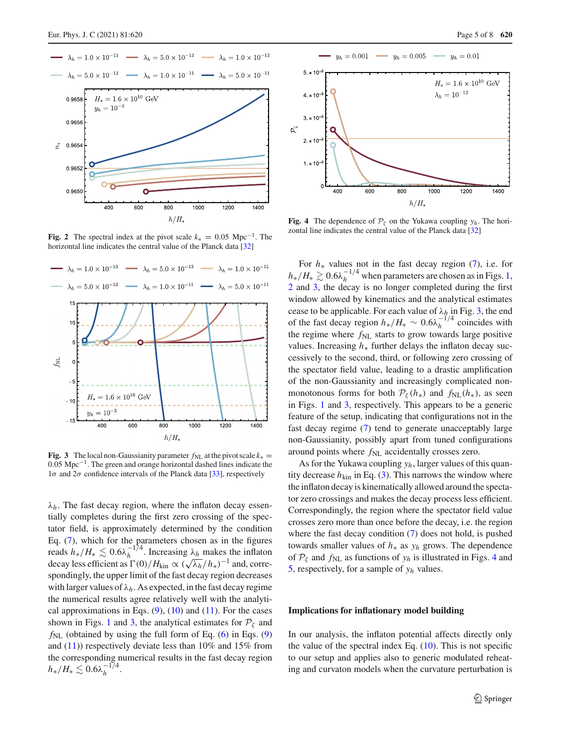Fig. 2 The spectral index at the pivot scale $k_* = 0.05\ \mathrm{Mpc}^{-1}$. The horizontal line indicates the central value of the Planck data [32]

Fig. 3 The local non-Gaussianity parameter $f_{\rm NL}$ at the pivot scale $k_* = 0.05\ \mathrm{Mpc}^{-1}$. The green and orange horizontal dashed lines indicate the $1\sigma$ and $2\sigma$ confidence intervals of the Planck data [33], respectively

$\lambda_h$. The fast decay region, where the inflaton decay essentially completes during the first zero crossing of the spectator field, is approximately determined by the condition Eq. (7), which for the parameters chosen as in the figures reads $h_*/H_* \lesssim 0.6\lambda_h^{-1/4}$. Increasing $\lambda_h$ makes the inflaton decay less efficient as $\Gamma(0)/H_{\rm kin} \propto (\sqrt{\lambda_h}/h_*)^{-1}$ and, correspondingly, the upper limit of the fast decay region decreases with larger values of $\lambda_h$. As expected, in the fast decay regime the numerical results agree relatively well with the analytical approximations in Eqs. (9), (10) and (11). For the cases shown in Figs. 1 and 3, the analytical estimates for $\mathcal{P}_\zeta$ and $f_{\rm NL}$ (obtained by using the full form of Eq. (6) in Eqs. (9) and (11)) respectively deviate less than 10% and 15% from the corresponding numerical results in the fast decay region $h_*/H_* \lesssim 0.6\lambda_h^{-1/4}$.

Fig. 4 The dependence of $\mathcal{P}_\zeta$ on the Yukawa coupling $y_h$. The horizontal line indicates the central value of the Planck data [32]

For $h_*$ values not in the fast decay region (7), i.e. for $h_*/H_* \gtrsim 0.6\lambda_h^{-1/4}$ when parameters are chosen as in Figs. 1, 2 and 3, the decay is no longer completed during the first window allowed by kinematics and the analytical estimates cease to be applicable. For each value of $\lambda_h$ in Fig. 3, the end of the fast decay region $h_*/H_* \sim 0.6\lambda_h^{-1/4}$ coincides with the regime where $f_{\rm NL}$ starts to grow towards large positive values. Increasing $h_*$ further delays the inflaton decay successively to the second, third, or following zero crossing of the spectator field value, leading to a drastic amplification of the non-Gaussianity and increasingly complicated non-monotonous forms for both $\mathcal{P}_\zeta(h_*)$ and $f_{\rm NL}(h_*)$, as seen in Figs. 1 and 3, respectively. This appears to be a generic feature of the setup, indicating that configurations not in the fast decay regime (7) tend to generate unacceptably large non-Gaussianity, possibly apart from tuned configurations around points where $f_{\rm NL}$ accidentally crosses zero.

As for the Yukawa coupling $y_h$, larger values of this quantity decrease $h_{\rm kin}$ in Eq. (3). This narrows the window where the inflaton decay is kinematically allowed around the spectator zero crossings and makes the decay process less efficient. Correspondingly, the region where the spectator field value crosses zero more than once before the decay, i.e. the region where the fast decay condition (7) does not hold, is pushed towards smaller values of $h_*$ as $y_h$ grows. The dependence of $\mathcal{P}_\zeta$ and $f_{\rm NL}$ as functions of $y_h$ is illustrated in Figs. 4 and 5, respectively, for a sample of $y_h$ values.

## Implications for inflationary model building

In our analysis, the inflaton potential affects directly only the value of the spectral index Eq. (10). This is not specific to our setup and applies also to generic modulated reheating and curvaton models when the curvature perturbation is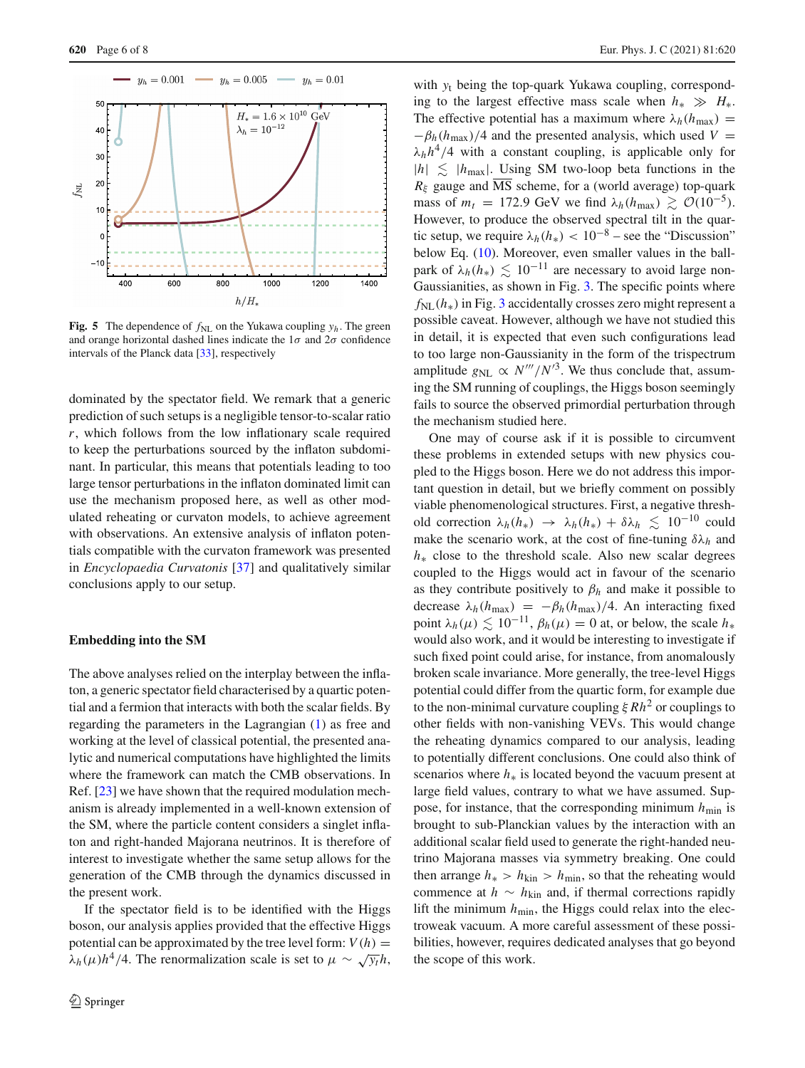Fig. 5 The dependence of $f_{\rm NL}$ on the Yukawa coupling $y_h$. The green and orange horizontal dashed lines indicate the $1\sigma$ and $2\sigma$ confidence intervals of the Planck data [33], respectively

dominated by the spectator field. We remark that a generic prediction of such setups is a negligible tensor-to-scalar ratio $r$, which follows from the low inflationary scale required to keep the perturbations sourced by the inflaton subdominant. In particular, this means that potentials leading to too large tensor perturbations in the inflaton dominated limit can use the mechanism proposed here, as well as other modulated reheating or curvaton models, to achieve agreement with observations. An extensive analysis of inflaton potentials compatible with the curvaton framework was presented in *Encyclopaedia Curvatonis* [37] and qualitatively similar conclusions apply to our setup.

## Embedding into the SM

The above analyses relied on the interplay between the inflaton, a generic spectator field characterised by a quartic potential and a fermion that interacts with both the scalar fields. By regarding the parameters in the Lagrangian (1) as free and working at the level of classical potential, the presented analytic and numerical computations have highlighted the limits where the framework can match the CMB observations. In Ref. [23] we have shown that the required modulation mechanism is already implemented in a well-known extension of the SM, where the particle content considers a singlet inflaton and right-handed Majorana neutrinos. It is therefore of interest to investigate whether the same setup allows for the generation of the CMB through the dynamics discussed in the present work.

If the spectator field is to be identified with the Higgs boson, our analysis applies provided that the effective Higgs potential can be approximated by the tree level form: $V(h) = \lambda_h(\mu)h^4/4$. The renormalization scale is set to $\mu \sim \sqrt{y_t}h$, with $y_t$ being the top-quark Yukawa coupling, corresponding to the largest effective mass scale when $h_* \gg H_*$. The effective potential has a maximum where $\lambda_h(h_{\rm max}) = -\beta_h(h_{\rm max})/4$ and the presented analysis, which used $V = \lambda_h h^4/4$ with a constant coupling, is applicable only for $|h| \lesssim |h_{\rm max}|$. Using SM two-loop beta functions in the $R_\xi$ gauge and $\overline{\rm MS}$ scheme, for a (world average) top-quark mass of $m_t = 172.9$ GeV we find $\lambda_h(h_{\rm max}) \gtrsim \mathcal{O}(10^{-5})$. However, to produce the observed spectral tilt in the quartic setup, we require $\lambda_h(h_*) < 10^{-8}$ – see the "Discussion" below Eq. (10). Moreover, even smaller values in the ballpark of $\lambda_h(h_*) \lesssim 10^{-11}$ are necessary to avoid large non-Gaussianities, as shown in Fig. 3. The specific points where $f_{\rm NL}(h_*)$ in Fig. 3 accidentally crosses zero might represent a possible caveat. However, although we have not studied this in detail, it is expected that even such configurations lead to too large non-Gaussianity in the form of the trispectrum amplitude $g_{\rm NL} \propto N'''/N'^3$. We thus conclude that, assuming the SM running of couplings, the Higgs boson seemingly fails to source the observed primordial perturbation through the mechanism studied here.

One may of course ask if it is possible to circumvent these problems in extended setups with new physics coupled to the Higgs boson. Here we do not address this important question in detail, but we briefly comment on possibly viable phenomenological structures. First, a negative threshold correction $\lambda_h(h_*) \rightarrow \lambda_h(h_*) + \delta\lambda_h \lesssim 10^{-10}$ could make the scenario work, at the cost of fine-tuning $\delta\lambda_h$ and $h_*$ close to the threshold scale. Also new scalar degrees coupled to the Higgs would act in favour of the scenario as they contribute positively to $\beta_h$ and make it possible to decrease $\lambda_h(h_{\rm max}) = -\beta_h(h_{\rm max})/4$. An interacting fixed point $\lambda_h(\mu) \lesssim 10^{-11}$, $\beta_h(\mu) = 0$ at, or below, the scale $h_*$ would also work, and it would be interesting to investigate if such fixed point could arise, for instance, from anomalously broken scale invariance. More generally, the tree-level Higgs potential could differ from the quartic form, for example due to the non-minimal curvature coupling $\xi R h^2$ or couplings to other fields with non-vanishing VEVs. This would change the reheating dynamics compared to our analysis, leading to potentially different conclusions. One could also think of scenarios where $h_*$ is located beyond the vacuum present at large field values, contrary to what we have assumed. Suppose, for instance, that the corresponding minimum $h_{\rm min}$ is brought to sub-Planckian values by the interaction with an additional scalar field used to generate the right-handed neutrino Majorana masses via symmetry breaking. One could then arrange $h_* > h_{\rm kin} > h_{\rm min}$, so that the reheating would commence at $h \sim h_{\rm kin}$ and, if thermal corrections rapidly lift the minimum $h_{\rm min}$, the Higgs could relax into the electroweak vacuum. A more careful assessment of these possibilities, however, requires dedicated analyses that go beyond the scope of this work.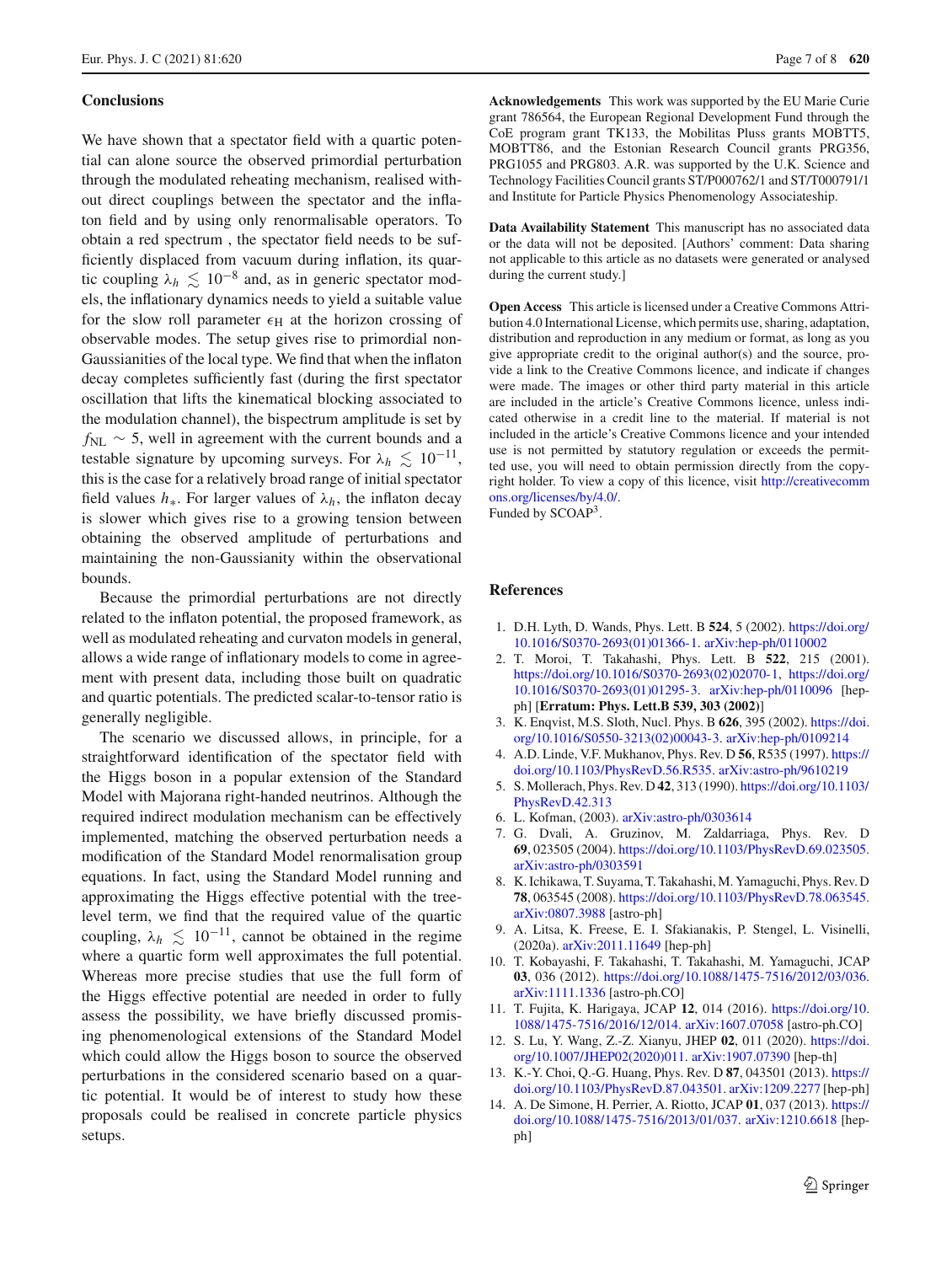## Conclusions

We have shown that a spectator field with a quartic potential can alone source the observed primordial perturbation through the modulated reheating mechanism, realised without direct couplings between the spectator and the inflaton field and by using only renormalisable operators. To obtain a red spectrum , the spectator field needs to be sufficiently displaced from vacuum during inflation, its quartic coupling $\lambda_h \lesssim 10^{-8}$ and, as in generic spectator models, the inflationary dynamics needs to yield a suitable value for the slow roll parameter $\epsilon_{\rm H}$ at the horizon crossing of observable modes. The setup gives rise to primordial non-Gaussianities of the local type. We find that when the inflaton decay completes sufficiently fast (during the first spectator oscillation that lifts the kinematical blocking associated to the modulation channel), the bispectrum amplitude is set by $f_{\rm NL} \sim 5$, well in agreement with the current bounds and a testable signature by upcoming surveys. For $\lambda_h \lesssim 10^{-11}$, this is the case for a relatively broad range of initial spectator field values $h_*$. For larger values of $\lambda_h$, the inflaton decay is slower which gives rise to a growing tension between obtaining the observed amplitude of perturbations and maintaining the non-Gaussianity within the observational bounds.

Because the primordial perturbations are not directly related to the inflaton potential, the proposed framework, as well as modulated reheating and curvaton models in general, allows a wide range of inflationary models to come in agreement with present data, including those built on quadratic and quartic potentials. The predicted scalar-to-tensor ratio is generally negligible.

The scenario we discussed allows, in principle, for a straightforward identification of the spectator field with the Higgs boson in a popular extension of the Standard Model with Majorana right-handed neutrinos. Although the required indirect modulation mechanism can be effectively implemented, matching the observed perturbation needs a modification of the Standard Model renormalisation group equations. In fact, using the Standard Model running and approximating the Higgs effective potential with the tree-level term, we find that the required value of the quartic coupling, $\lambda_h \lesssim 10^{-11}$, cannot be obtained in the regime where a quartic form well approximates the full potential. Whereas more precise studies that use the full form of the Higgs effective potential are needed in order to fully assess the possibility, we have briefly discussed promising phenomenological extensions of the Standard Model which could allow the Higgs boson to source the observed perturbations in the considered scenario based on a quartic potential. It would be of interest to study how these proposals could be realised in concrete particle physics setups.

**Acknowledgements** This work was supported by the EU Marie Curie grant 786564, the European Regional Development Fund through the CoE program grant TK133, the Mobilitas Pluss grants MOBTT5, MOBTT86, and the Estonian Research Council grants PRG356, PRG1055 and PRG803. A.R. was supported by the U.K. Science and Technology Facilities Council grants ST/P000762/1 and ST/T000791/1 and Institute for Particle Physics Phenomenology Associateship.

**Data Availability Statement** This manuscript has no associated data or the data will not be deposited. [Authors' comment: Data sharing not applicable to this article as no datasets were generated or analysed during the current study.]

**Open Access** This article is licensed under a Creative Commons Attribution 4.0 International License, which permits use, sharing, adaptation, distribution and reproduction in any medium or format, as long as you give appropriate credit to the original author(s) and the source, provide a link to the Creative Commons licence, and indicate if changes were made. The images or other third party material in this article are included in the article's Creative Commons licence, unless indicated otherwise in a credit line to the material. If material is not included in the article's Creative Commons licence and your intended use is not permitted by statutory regulation or exceeds the permitted use, you will need to obtain permission directly from the copyright holder. To view a copy of this licence, visit http://creativecommons.org/licenses/by/4.0/.
Funded by SCOAP[3].

## References

1. D.H. Lyth, D. Wands, Phys. Lett. B **524**, 5 (2002). https://doi.org/10.1016/S0370-2693(01)01366-1. arXiv:hep-ph/0110002
2. T. Moroi, T. Takahashi, Phys. Lett. B **522**, 215 (2001). https://doi.org/10.1016/S0370-2693(02)02070-1, https://doi.org/10.1016/S0370-2693(01)01295-3. arXiv:hep-ph/0110096 [hep-ph] [**Erratum: Phys. Lett.B 539, 303 (2002)**]
3. K. Enqvist, M.S. Sloth, Nucl. Phys. B **626**, 395 (2002). https://doi.org/10.1016/S0550-3213(02)00043-3. arXiv:hep-ph/0109214
4. A.D. Linde, V.F. Mukhanov, Phys. Rev. D **56**, R535 (1997). https://doi.org/10.1103/PhysRevD.56.R535. arXiv:astro-ph/9610219
5. S. Mollerach, Phys. Rev. D **42**, 313 (1990). https://doi.org/10.1103/PhysRevD.42.313
6. L. Kofman, (2003). arXiv:astro-ph/0303614
7. G. Dvali, A. Gruzinov, M. Zaldarriaga, Phys. Rev. D **69**, 023505 (2004). https://doi.org/10.1103/PhysRevD.69.023505. arXiv:astro-ph/0303591
8. K. Ichikawa, T. Suyama, T. Takahashi, M. Yamaguchi, Phys. Rev. D **78**, 063545 (2008). https://doi.org/10.1103/PhysRevD.78.063545. arXiv:0807.3988 [astro-ph]
9. A. Litsa, K. Freese, E. I. Sfakianakis, P. Stengel, L. Visinelli, (2020a). arXiv:2011.11649 [hep-ph]
10. T. Kobayashi, F. Takahashi, T. Takahashi, M. Yamaguchi, JCAP **03**, 036 (2012). https://doi.org/10.1088/1475-7516/2012/03/036. arXiv:1111.1336 [astro-ph.CO]
11. T. Fujita, K. Harigaya, JCAP **12**, 014 (2016). https://doi.org/10.1088/1475-7516/2016/12/014. arXiv:1607.07058 [astro-ph.CO]
12. S. Lu, Y. Wang, Z.-Z. Xianyu, JHEP **02**, 011 (2020). https://doi.org/10.1007/JHEP02(2020)011. arXiv:1907.07390 [hep-th]
13. K.-Y. Choi, Q.-G. Huang, Phys. Rev. D **87**, 043501 (2013). https://doi.org/10.1103/PhysRevD.87.043501. arXiv:1209.2277 [hep-ph]
14. A. De Simone, H. Perrier, A. Riotto, JCAP **01**, 037 (2013). https://doi.org/10.1088/1475-7516/2013/01/037. arXiv:1210.6618 [hep-ph]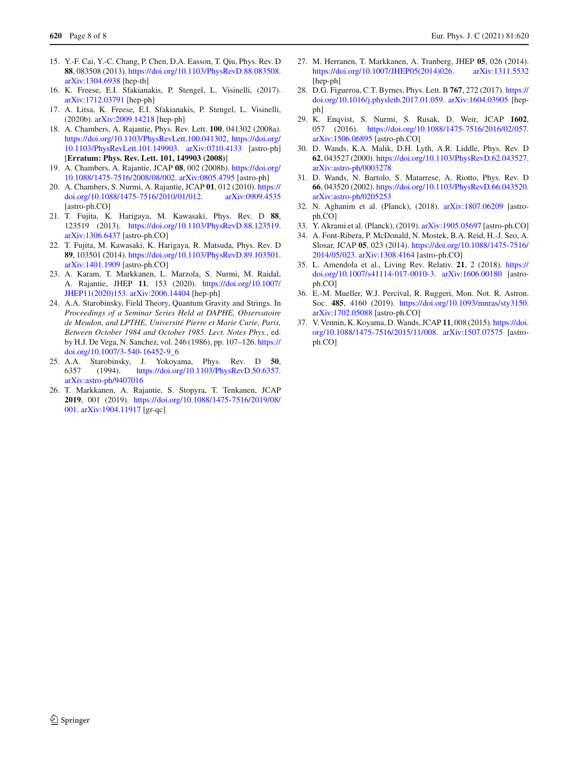15. Y.-F. Cai, Y.-C. Chang, P. Chen, D.A. Easson, T. Qiu, Phys. Rev. D **88**, 083508 (2013). https://doi.org/10.1103/PhysRevD.88.083508. arXiv:1304.6938 [hep-th]
16. K. Freese, E.I. Sfakianakis, P. Stengel, L. Visinelli, (2017). arXiv:1712.03791 [hep-ph]
17. A. Litsa, K. Freese, E.I. Sfakianakis, P. Stengel, L. Visinelli, (2020b). arXiv:2009.14218 [hep-ph]
18. A. Chambers, A. Rajantie, Phys. Rev. Lett. **100**, 041302 (2008a). https://doi.org/10.1103/PhysRevLett.100.041302, https://doi.org/10.1103/PhysRevLett.101.149903. arXiv:0710.4133 [astro-ph] [**Erratum: Phys. Rev. Lett. 101, 149903 (2008)**]
19. A. Chambers, A. Rajantie, JCAP **08**, 002 (2008b). https://doi.org/10.1088/1475-7516/2008/08/002. arXiv:0805.4795 [astro-ph]
20. A. Chambers, S. Nurmi, A. Rajantie, JCAP **01**, 012 (2010). https://doi.org/10.1088/1475-7516/2010/01/012. arXiv:0909.4535 [astro-ph.CO]
21. T. Fujita, K. Harigaya, M. Kawasaki, Phys. Rev. D **88**, 123519 (2013). https://doi.org/10.1103/PhysRevD.88.123519. arXiv:1306.6437 [astro-ph.CO]
22. T. Fujita, M. Kawasaki, K. Harigaya, R. Matsuda, Phys. Rev. D **89**, 103501 (2014). https://doi.org/10.1103/PhysRevD.89.103501. arXiv:1401.1909 [astro-ph.CO]
23. A. Karam, T. Markkanen, L. Marzola, S. Nurmi, M. Raidal, A. Rajantie, JHEP **11**, 153 (2020). https://doi.org/10.1007/JHEP11(2020)153. arXiv:2006.14404 [hep-ph]
24. A.A. Starobinsky, Field Theory, Quantum Gravity and Strings. In *Proceedings of a Seminar Series Held at DAPHE, Observatoire de Meudon, and LPTHE, Université Pierre et Marie Curie, Paris, Between October 1984 and October 1985. Lect. Notes Phys.*, ed. by H.J. De Vega, N. Sanchez, vol. 246 (1986), pp. 107–126. https://doi.org/10.1007/3-540-16452-9_6
25. A.A. Starobinsky, J. Yokoyama, Phys. Rev. D **50**, 6357 (1994). https://doi.org/10.1103/PhysRevD.50.6357. arXiv:astro-ph/9407016
26. T. Markkanen, A. Rajantie, S. Stopyra, T. Tenkanen, JCAP **2019**, 001 (2019). https://doi.org/10.1088/1475-7516/2019/08/001. arXiv:1904.11917 [gr-qc]
27. M. Herranen, T. Markkanen, A. Tranberg, JHEP **05**, 026 (2014). https://doi.org/10.1007/JHEP05(2014)026. arXiv:1311.5532 [hep-ph]
28. D.G. Figueroa, C.T. Byrnes, Phys. Lett. B **767**, 272 (2017). https://doi.org/10.1016/j.physletb.2017.01.059. arXiv:1604.03905 [hep-ph]
29. K. Enqvist, S. Nurmi, S. Rusak, D. Weir, JCAP **1602**, 057 (2016). https://doi.org/10.1088/1475-7516/2016/02/057. arXiv:1506.06895 [astro-ph.CO]
30. D. Wands, K.A. Malik, D.H. Lyth, A.R. Liddle, Phys. Rev. D **62**, 043527 (2000). https://doi.org/10.1103/PhysRevD.62.043527. arXiv:astro-ph/0003278
31. D. Wands, N. Bartolo, S. Matarrese, A. Riotto, Phys. Rev. D **66**, 043520 (2002). https://doi.org/10.1103/PhysRevD.66.043520. arXiv:astro-ph/0205253
32. N. Aghanim et al. (Planck), (2018). arXiv:1807.06209 [astro-ph.CO]
33. Y. Akrami et al. (Planck), (2019). arXiv:1905.05697 [astro-ph.CO]
34. A. Font-Ribera, P. McDonald, N. Mostek, B.A. Reid, H.-J. Seo, A. Slosar, JCAP **05**, 023 (2014). https://doi.org/10.1088/1475-7516/2014/05/023. arXiv:1308.4164 [astro-ph.CO]
35. L. Amendola et al., Living Rev. Relativ. **21**, 2 (2018). https://doi.org/10.1007/s41114-017-0010-3. arXiv:1606.00180 [astro-ph.CO]
36. E.-M. Mueller, W.J. Percival, R. Ruggeri, Mon. Not. R. Astron. Soc. **485**, 4160 (2019). https://doi.org/10.1093/mnras/sty3150. arXiv:1702.05088 [astro-ph.CO]
37. V. Vennin, K. Koyama, D. Wands, JCAP **11**, 008 (2015). https://doi.org/10.1088/1475-7516/2015/11/008. arXiv:1507.07575 [astro-ph.CO]